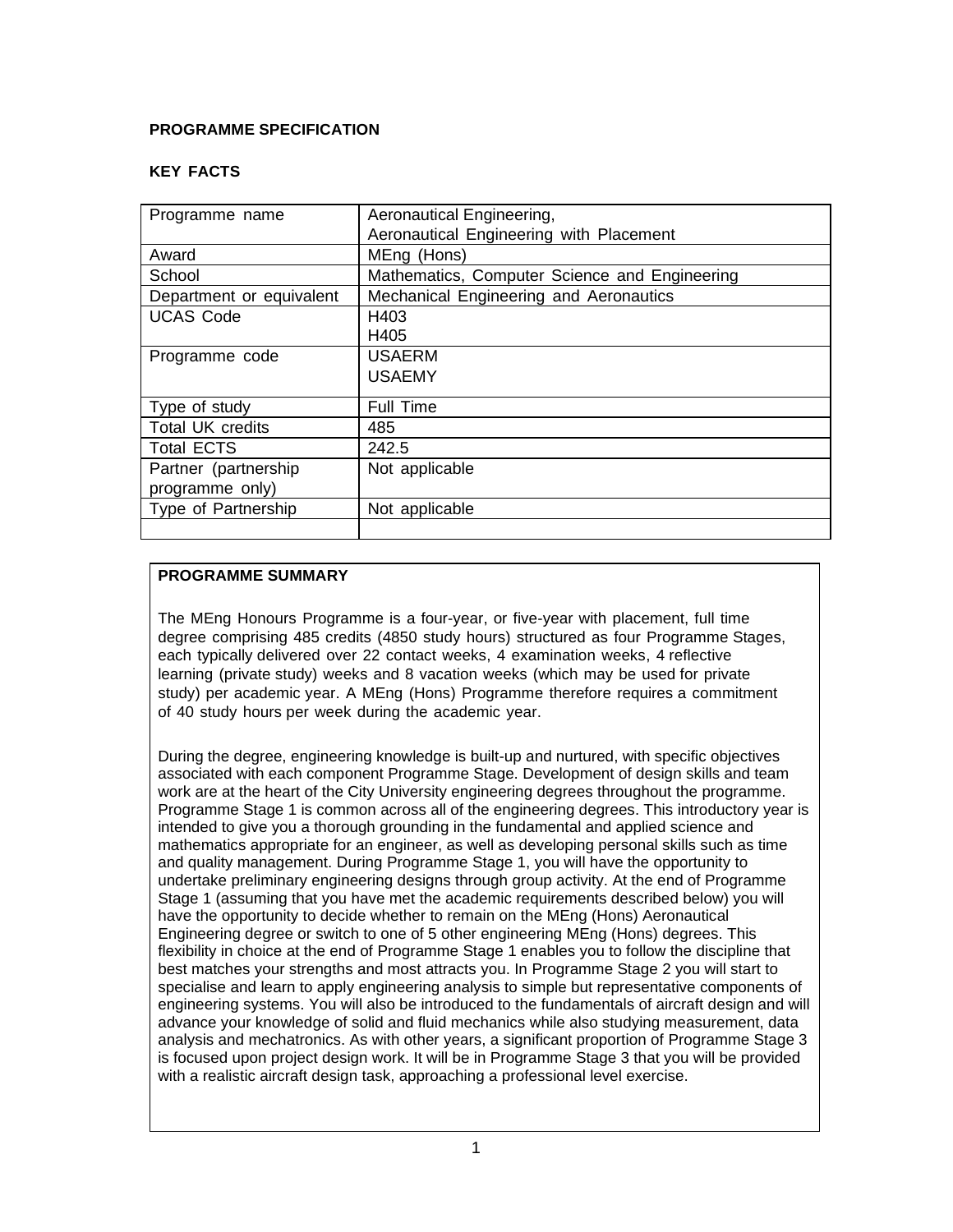**PROGRAMME SPECIFICATION**

**KEY FACTS**

| | |
|---|---|
| Programme name | Aeronautical Engineering,<br>Aeronautical Engineering with Placement |
| Award | MEng (Hons) |
| School | Mathematics, Computer Science and Engineering |
| Department or equivalent | Mechanical Engineering and Aeronautics |
| UCAS Code | H403<br>H405 |
| Programme code | USAERM<br>USAEMY |
| Type of study | Full Time |
| Total UK credits | 485 |
| Total ECTS | 242.5 |
| Partner (partnership programme only) | Not applicable |
| Type of Partnership | Not applicable |
| | |

**PROGRAMME SUMMARY**

The MEng Honours Programme is a four-year, or five-year with placement, full time degree comprising 485 credits (4850 study hours) structured as four Programme Stages, each typically delivered over 22 contact weeks, 4 examination weeks, 4 reflective learning (private study) weeks and 8 vacation weeks (which may be used for private study) per academic year. A MEng (Hons) Programme therefore requires a commitment of 40 study hours per week during the academic year.

During the degree, engineering knowledge is built-up and nurtured, with specific objectives associated with each component Programme Stage. Development of design skills and team work are at the heart of the City University engineering degrees throughout the programme. Programme Stage 1 is common across all of the engineering degrees. This introductory year is intended to give you a thorough grounding in the fundamental and applied science and mathematics appropriate for an engineer, as well as developing personal skills such as time and quality management. During Programme Stage 1, you will have the opportunity to undertake preliminary engineering designs through group activity. At the end of Programme Stage 1 (assuming that you have met the academic requirements described below) you will have the opportunity to decide whether to remain on the MEng (Hons) Aeronautical Engineering degree or switch to one of 5 other engineering MEng (Hons) degrees. This flexibility in choice at the end of Programme Stage 1 enables you to follow the discipline that best matches your strengths and most attracts you. In Programme Stage 2 you will start to specialise and learn to apply engineering analysis to simple but representative components of engineering systems. You will also be introduced to the fundamentals of aircraft design and will advance your knowledge of solid and fluid mechanics while also studying measurement, data analysis and mechatronics. As with other years, a significant proportion of Programme Stage 3 is focused upon project design work. It will be in Programme Stage 3 that you will be provided with a realistic aircraft design task, approaching a professional level exercise.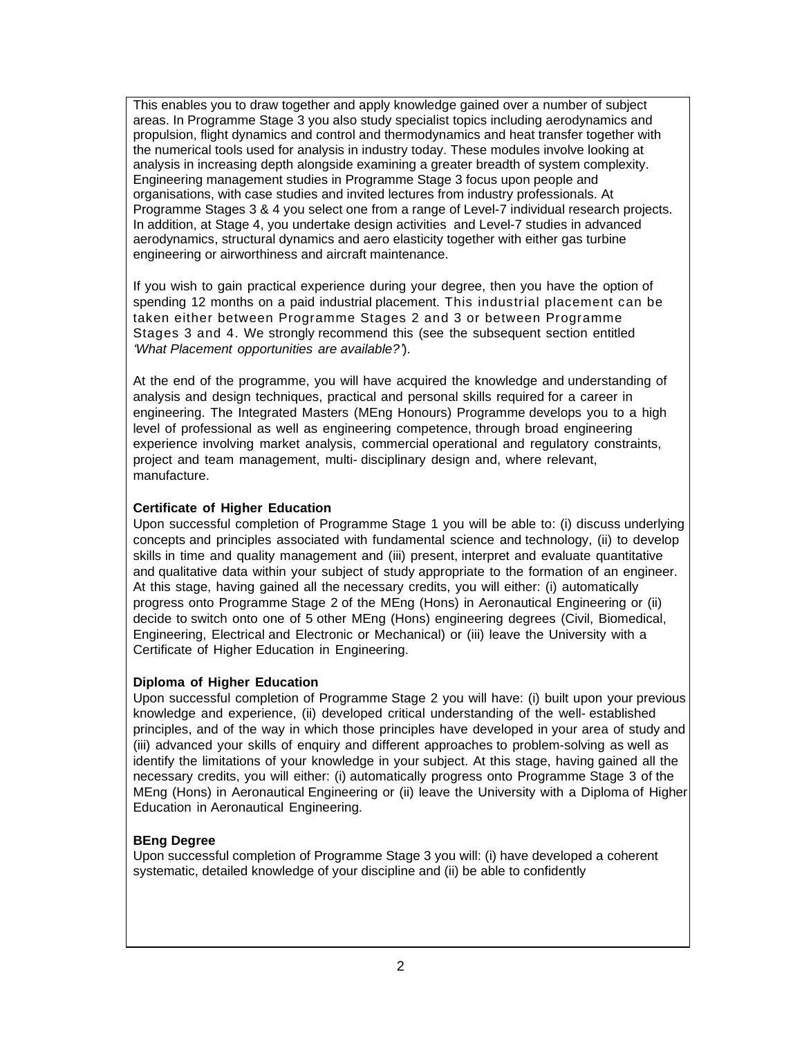This enables you to draw together and apply knowledge gained over a number of subject areas. In Programme Stage 3 you also study specialist topics including aerodynamics and propulsion, flight dynamics and control and thermodynamics and heat transfer together with the numerical tools used for analysis in industry today. These modules involve looking at analysis in increasing depth alongside examining a greater breadth of system complexity. Engineering management studies in Programme Stage 3 focus upon people and organisations, with case studies and invited lectures from industry professionals. At Programme Stages 3 & 4 you select one from a range of Level-7 individual research projects. In addition, at Stage 4, you undertake design activities and Level-7 studies in advanced aerodynamics, structural dynamics and aero elasticity together with either gas turbine engineering or airworthiness and aircraft maintenance.

If you wish to gain practical experience during your degree, then you have the option of spending 12 months on a paid industrial placement. This industrial placement can be taken either between Programme Stages 2 and 3 or between Programme Stages 3 and 4. We strongly recommend this (see the subsequent section entitled *'What Placement opportunities are available?'*).

At the end of the programme, you will have acquired the knowledge and understanding of analysis and design techniques, practical and personal skills required for a career in engineering. The Integrated Masters (MEng Honours) Programme develops you to a high level of professional as well as engineering competence, through broad engineering experience involving market analysis, commercial operational and regulatory constraints, project and team management, multi- disciplinary design and, where relevant, manufacture.

**Certificate of Higher Education**
Upon successful completion of Programme Stage 1 you will be able to: (i) discuss underlying concepts and principles associated with fundamental science and technology, (ii) to develop skills in time and quality management and (iii) present, interpret and evaluate quantitative and qualitative data within your subject of study appropriate to the formation of an engineer. At this stage, having gained all the necessary credits, you will either: (i) automatically progress onto Programme Stage 2 of the MEng (Hons) in Aeronautical Engineering or (ii) decide to switch onto one of 5 other MEng (Hons) engineering degrees (Civil, Biomedical, Engineering, Electrical and Electronic or Mechanical) or (iii) leave the University with a Certificate of Higher Education in Engineering.

**Diploma of Higher Education**
Upon successful completion of Programme Stage 2 you will have: (i) built upon your previous knowledge and experience, (ii) developed critical understanding of the well- established principles, and of the way in which those principles have developed in your area of study and (iii) advanced your skills of enquiry and different approaches to problem-solving as well as identify the limitations of your knowledge in your subject. At this stage, having gained all the necessary credits, you will either: (i) automatically progress onto Programme Stage 3 of the MEng (Hons) in Aeronautical Engineering or (ii) leave the University with a Diploma of Higher Education in Aeronautical Engineering.

**BEng Degree**
Upon successful completion of Programme Stage 3 you will: (i) have developed a coherent systematic, detailed knowledge of your discipline and (ii) be able to confidently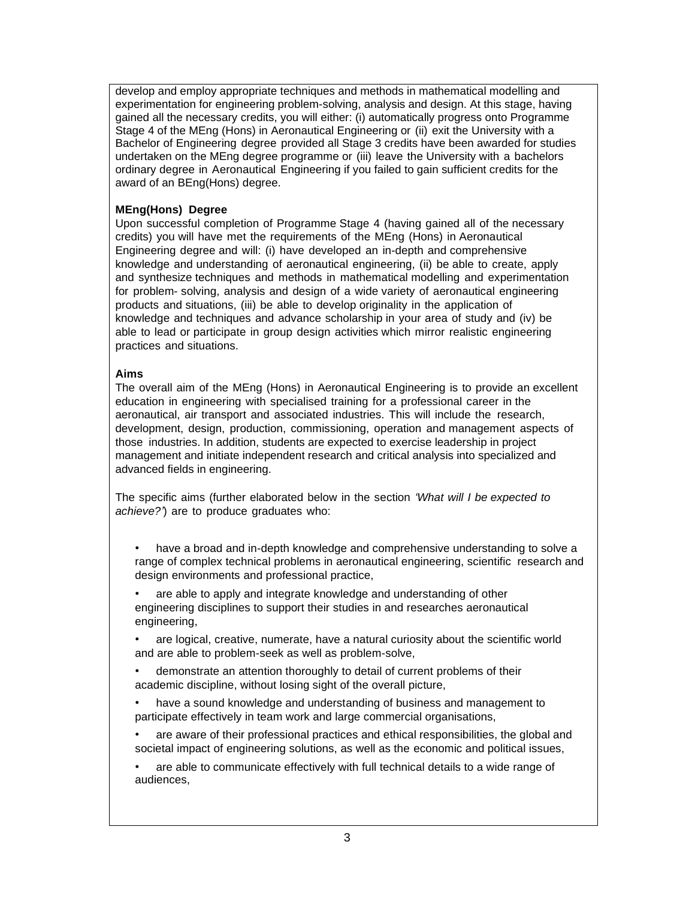develop and employ appropriate techniques and methods in mathematical modelling and experimentation for engineering problem-solving, analysis and design. At this stage, having gained all the necessary credits, you will either: (i) automatically progress onto Programme Stage 4 of the MEng (Hons) in Aeronautical Engineering or (ii) exit the University with a Bachelor of Engineering degree provided all Stage 3 credits have been awarded for studies undertaken on the MEng degree programme or (iii) leave the University with a bachelors ordinary degree in Aeronautical Engineering if you failed to gain sufficient credits for the award of an BEng(Hons) degree.

**MEng(Hons) Degree**

Upon successful completion of Programme Stage 4 (having gained all of the necessary credits) you will have met the requirements of the MEng (Hons) in Aeronautical Engineering degree and will: (i) have developed an in-depth and comprehensive knowledge and understanding of aeronautical engineering, (ii) be able to create, apply and synthesize techniques and methods in mathematical modelling and experimentation for problem- solving, analysis and design of a wide variety of aeronautical engineering products and situations, (iii) be able to develop originality in the application of knowledge and techniques and advance scholarship in your area of study and (iv) be able to lead or participate in group design activities which mirror realistic engineering practices and situations.

**Aims**

The overall aim of the MEng (Hons) in Aeronautical Engineering is to provide an excellent education in engineering with specialised training for a professional career in the aeronautical, air transport and associated industries. This will include the research, development, design, production, commissioning, operation and management aspects of those industries. In addition, students are expected to exercise leadership in project management and initiate independent research and critical analysis into specialized and advanced fields in engineering.

The specific aims (further elaborated below in the section *'What will I be expected to achieve?'*) are to produce graduates who:

- have a broad and in-depth knowledge and comprehensive understanding to solve a range of complex technical problems in aeronautical engineering, scientific research and design environments and professional practice,
- are able to apply and integrate knowledge and understanding of other engineering disciplines to support their studies in and researches aeronautical engineering,
- are logical, creative, numerate, have a natural curiosity about the scientific world and are able to problem-seek as well as problem-solve,
- demonstrate an attention thoroughly to detail of current problems of their academic discipline, without losing sight of the overall picture,
- have a sound knowledge and understanding of business and management to participate effectively in team work and large commercial organisations,
- are aware of their professional practices and ethical responsibilities, the global and societal impact of engineering solutions, as well as the economic and political issues,
- are able to communicate effectively with full technical details to a wide range of audiences,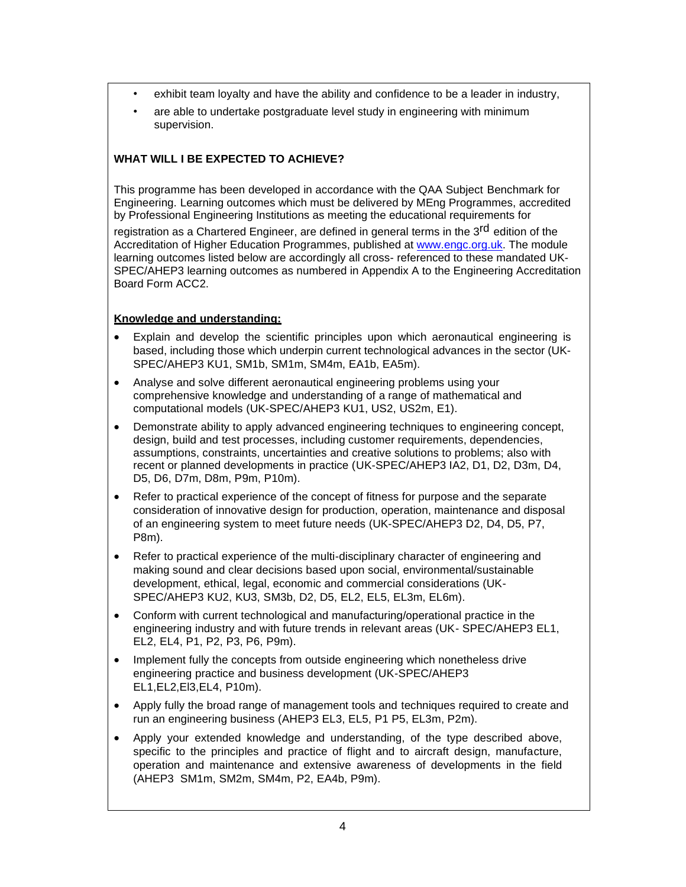- exhibit team loyalty and have the ability and confidence to be a leader in industry,
- are able to undertake postgraduate level study in engineering with minimum supervision.

**WHAT WILL I BE EXPECTED TO ACHIEVE?**

This programme has been developed in accordance with the QAA Subject Benchmark for Engineering. Learning outcomes which must be delivered by MEng Programmes, accredited by Professional Engineering Institutions as meeting the educational requirements for registration as a Chartered Engineer, are defined in general terms in the 3rd edition of the Accreditation of Higher Education Programmes, published at [www.engc.org.uk](http://www.engc.org.uk). The module learning outcomes listed below are accordingly all cross- referenced to these mandated UK-SPEC/AHEP3 learning outcomes as numbered in Appendix A to the Engineering Accreditation Board Form ACC2.

**Knowledge and understanding:**

- Explain and develop the scientific principles upon which aeronautical engineering is based, including those which underpin current technological advances in the sector (UK-SPEC/AHEP3 KU1, SM1b, SM1m, SM4m, EA1b, EA5m).
- Analyse and solve different aeronautical engineering problems using your comprehensive knowledge and understanding of a range of mathematical and computational models (UK-SPEC/AHEP3 KU1, US2, US2m, E1).
- Demonstrate ability to apply advanced engineering techniques to engineering concept, design, build and test processes, including customer requirements, dependencies, assumptions, constraints, uncertainties and creative solutions to problems; also with recent or planned developments in practice (UK-SPEC/AHEP3 IA2, D1, D2, D3m, D4, D5, D6, D7m, D8m, P9m, P10m).
- Refer to practical experience of the concept of fitness for purpose and the separate consideration of innovative design for production, operation, maintenance and disposal of an engineering system to meet future needs (UK-SPEC/AHEP3 D2, D4, D5, P7, P8m).
- Refer to practical experience of the multi-disciplinary character of engineering and making sound and clear decisions based upon social, environmental/sustainable development, ethical, legal, economic and commercial considerations (UK-SPEC/AHEP3 KU2, KU3, SM3b, D2, D5, EL2, EL5, EL3m, EL6m).
- Conform with current technological and manufacturing/operational practice in the engineering industry and with future trends in relevant areas (UK- SPEC/AHEP3 EL1, EL2, EL4, P1, P2, P3, P6, P9m).
- Implement fully the concepts from outside engineering which nonetheless drive engineering practice and business development (UK-SPEC/AHEP3 EL1,EL2,El3,EL4, P10m).
- Apply fully the broad range of management tools and techniques required to create and run an engineering business (AHEP3 EL3, EL5, P1 P5, EL3m, P2m).
- Apply your extended knowledge and understanding, of the type described above, specific to the principles and practice of flight and to aircraft design, manufacture, operation and maintenance and extensive awareness of developments in the field (AHEP3 SM1m, SM2m, SM4m, P2, EA4b, P9m).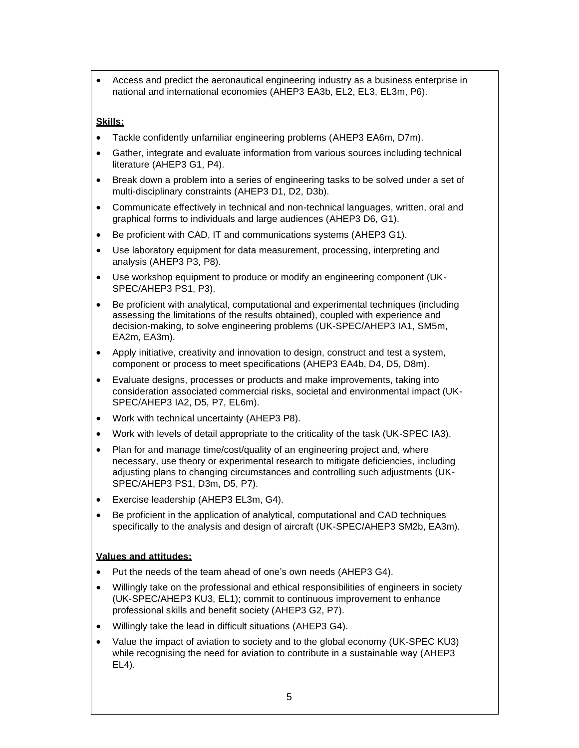- Access and predict the aeronautical engineering industry as a business enterprise in national and international economies (AHEP3 EA3b, EL2, EL3, EL3m, P6).

**Skills:**

- Tackle confidently unfamiliar engineering problems (AHEP3 EA6m, D7m).
- Gather, integrate and evaluate information from various sources including technical literature (AHEP3 G1, P4).
- Break down a problem into a series of engineering tasks to be solved under a set of multi-disciplinary constraints (AHEP3 D1, D2, D3b).
- Communicate effectively in technical and non-technical languages, written, oral and graphical forms to individuals and large audiences (AHEP3 D6, G1).
- Be proficient with CAD, IT and communications systems (AHEP3 G1).
- Use laboratory equipment for data measurement, processing, interpreting and analysis (AHEP3 P3, P8).
- Use workshop equipment to produce or modify an engineering component (UK-SPEC/AHEP3 PS1, P3).
- Be proficient with analytical, computational and experimental techniques (including assessing the limitations of the results obtained), coupled with experience and decision-making, to solve engineering problems (UK-SPEC/AHEP3 IA1, SM5m, EA2m, EA3m).
- Apply initiative, creativity and innovation to design, construct and test a system, component or process to meet specifications (AHEP3 EA4b, D4, D5, D8m).
- Evaluate designs, processes or products and make improvements, taking into consideration associated commercial risks, societal and environmental impact (UK-SPEC/AHEP3 IA2, D5, P7, EL6m).
- Work with technical uncertainty (AHEP3 P8).
- Work with levels of detail appropriate to the criticality of the task (UK-SPEC IA3).
- Plan for and manage time/cost/quality of an engineering project and, where necessary, use theory or experimental research to mitigate deficiencies, including adjusting plans to changing circumstances and controlling such adjustments (UK-SPEC/AHEP3 PS1, D3m, D5, P7).
- Exercise leadership (AHEP3 EL3m, G4).
- Be proficient in the application of analytical, computational and CAD techniques specifically to the analysis and design of aircraft (UK-SPEC/AHEP3 SM2b, EA3m).

**Values and attitudes:**

- Put the needs of the team ahead of one's own needs (AHEP3 G4).
- Willingly take on the professional and ethical responsibilities of engineers in society (UK-SPEC/AHEP3 KU3, EL1); commit to continuous improvement to enhance professional skills and benefit society (AHEP3 G2, P7).
- Willingly take the lead in difficult situations (AHEP3 G4).
- Value the impact of aviation to society and to the global economy (UK-SPEC KU3) while recognising the need for aviation to contribute in a sustainable way (AHEP3 EL4).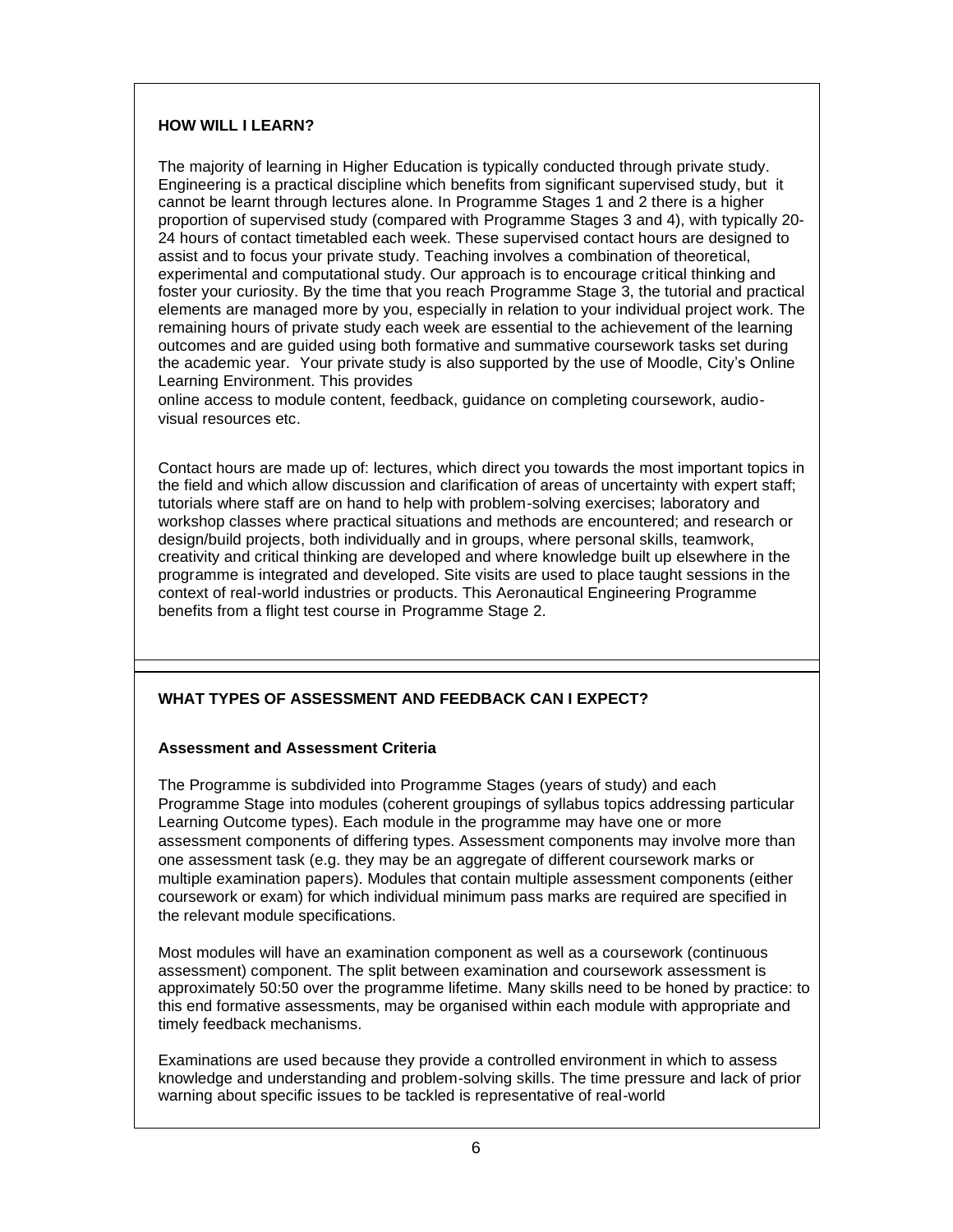## HOW WILL I LEARN?

The majority of learning in Higher Education is typically conducted through private study. Engineering is a practical discipline which benefits from significant supervised study, but it cannot be learnt through lectures alone. In Programme Stages 1 and 2 there is a higher proportion of supervised study (compared with Programme Stages 3 and 4), with typically 20-24 hours of contact timetabled each week. These supervised contact hours are designed to assist and to focus your private study. Teaching involves a combination of theoretical, experimental and computational study. Our approach is to encourage critical thinking and foster your curiosity. By the time that you reach Programme Stage 3, the tutorial and practical elements are managed more by you, especially in relation to your individual project work. The remaining hours of private study each week are essential to the achievement of the learning outcomes and are guided using both formative and summative coursework tasks set during the academic year. Your private study is also supported by the use of Moodle, City's Online Learning Environment. This provides online access to module content, feedback, guidance on completing coursework, audio-visual resources etc.

Contact hours are made up of: lectures, which direct you towards the most important topics in the field and which allow discussion and clarification of areas of uncertainty with expert staff; tutorials where staff are on hand to help with problem-solving exercises; laboratory and workshop classes where practical situations and methods are encountered; and research or design/build projects, both individually and in groups, where personal skills, teamwork, creativity and critical thinking are developed and where knowledge built up elsewhere in the programme is integrated and developed. Site visits are used to place taught sessions in the context of real-world industries or products. This Aeronautical Engineering Programme benefits from a flight test course in Programme Stage 2.

## WHAT TYPES OF ASSESSMENT AND FEEDBACK CAN I EXPECT?

### Assessment and Assessment Criteria

The Programme is subdivided into Programme Stages (years of study) and each Programme Stage into modules (coherent groupings of syllabus topics addressing particular Learning Outcome types). Each module in the programme may have one or more assessment components of differing types. Assessment components may involve more than one assessment task (e.g. they may be an aggregate of different coursework marks or multiple examination papers). Modules that contain multiple assessment components (either coursework or exam) for which individual minimum pass marks are required are specified in the relevant module specifications.

Most modules will have an examination component as well as a coursework (continuous assessment) component. The split between examination and coursework assessment is approximately 50:50 over the programme lifetime. Many skills need to be honed by practice: to this end formative assessments, may be organised within each module with appropriate and timely feedback mechanisms.

Examinations are used because they provide a controlled environment in which to assess knowledge and understanding and problem-solving skills. The time pressure and lack of prior warning about specific issues to be tackled is representative of real-world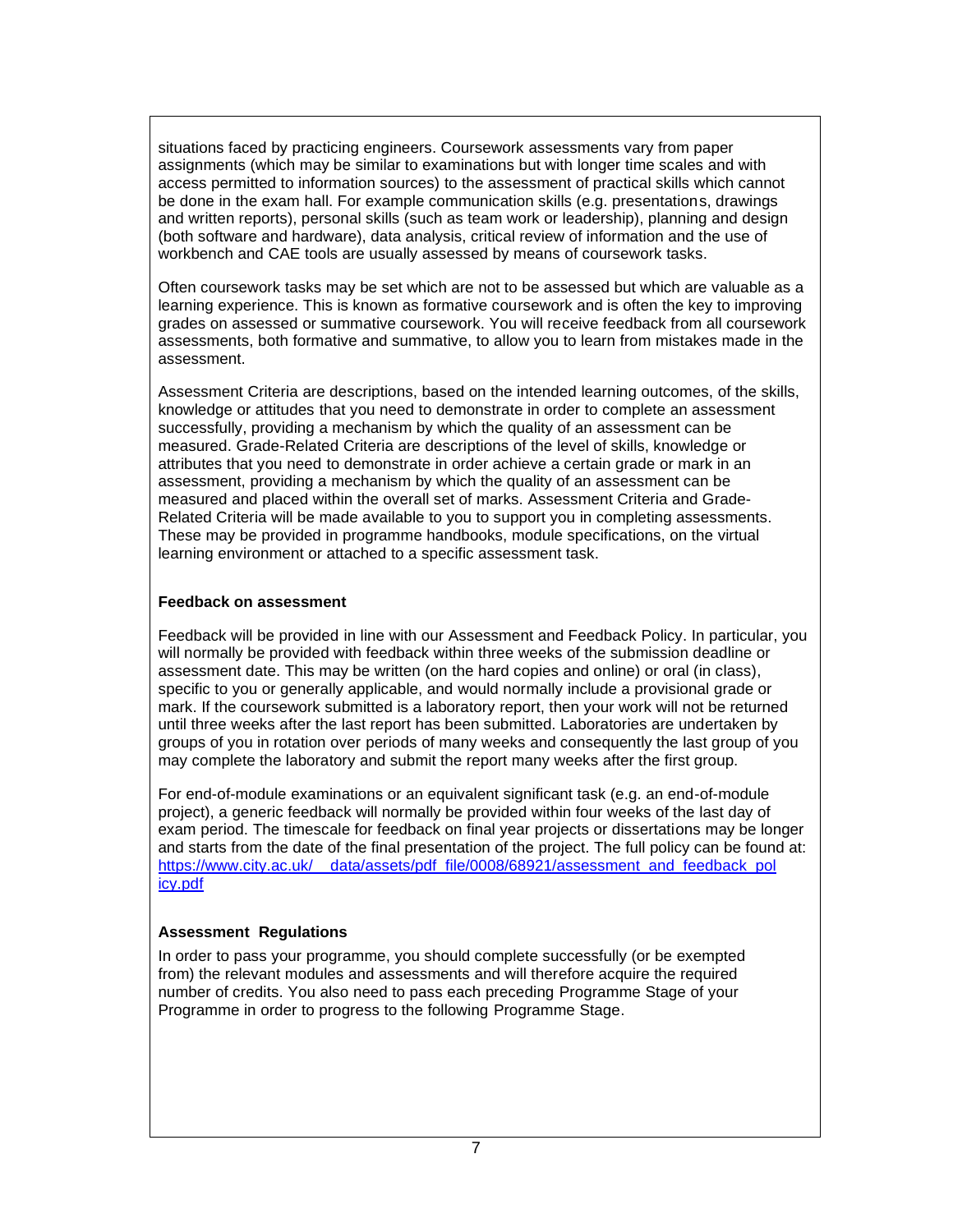situations faced by practicing engineers. Coursework assessments vary from paper assignments (which may be similar to examinations but with longer time scales and with access permitted to information sources) to the assessment of practical skills which cannot be done in the exam hall. For example communication skills (e.g. presentations, drawings and written reports), personal skills (such as team work or leadership), planning and design (both software and hardware), data analysis, critical review of information and the use of workbench and CAE tools are usually assessed by means of coursework tasks.

Often coursework tasks may be set which are not to be assessed but which are valuable as a learning experience. This is known as formative coursework and is often the key to improving grades on assessed or summative coursework. You will receive feedback from all coursework assessments, both formative and summative, to allow you to learn from mistakes made in the assessment.

Assessment Criteria are descriptions, based on the intended learning outcomes, of the skills, knowledge or attitudes that you need to demonstrate in order to complete an assessment successfully, providing a mechanism by which the quality of an assessment can be measured. Grade-Related Criteria are descriptions of the level of skills, knowledge or attributes that you need to demonstrate in order achieve a certain grade or mark in an assessment, providing a mechanism by which the quality of an assessment can be measured and placed within the overall set of marks. Assessment Criteria and Grade-Related Criteria will be made available to you to support you in completing assessments. These may be provided in programme handbooks, module specifications, on the virtual learning environment or attached to a specific assessment task.

**Feedback on assessment**

Feedback will be provided in line with our Assessment and Feedback Policy. In particular, you will normally be provided with feedback within three weeks of the submission deadline or assessment date. This may be written (on the hard copies and online) or oral (in class), specific to you or generally applicable, and would normally include a provisional grade or mark. If the coursework submitted is a laboratory report, then your work will not be returned until three weeks after the last report has been submitted. Laboratories are undertaken by groups of you in rotation over periods of many weeks and consequently the last group of you may complete the laboratory and submit the report many weeks after the first group.

For end-of-module examinations or an equivalent significant task (e.g. an end-of-module project), a generic feedback will normally be provided within four weeks of the last day of exam period. The timescale for feedback on final year projects or dissertations may be longer and starts from the date of the final presentation of the project. The full policy can be found at: https://www.city.ac.uk/__data/assets/pdf_file/0008/68921/assessment_and_feedback_policy.pdf

**Assessment Regulations**

In order to pass your programme, you should complete successfully (or be exempted from) the relevant modules and assessments and will therefore acquire the required number of credits. You also need to pass each preceding Programme Stage of your Programme in order to progress to the following Programme Stage.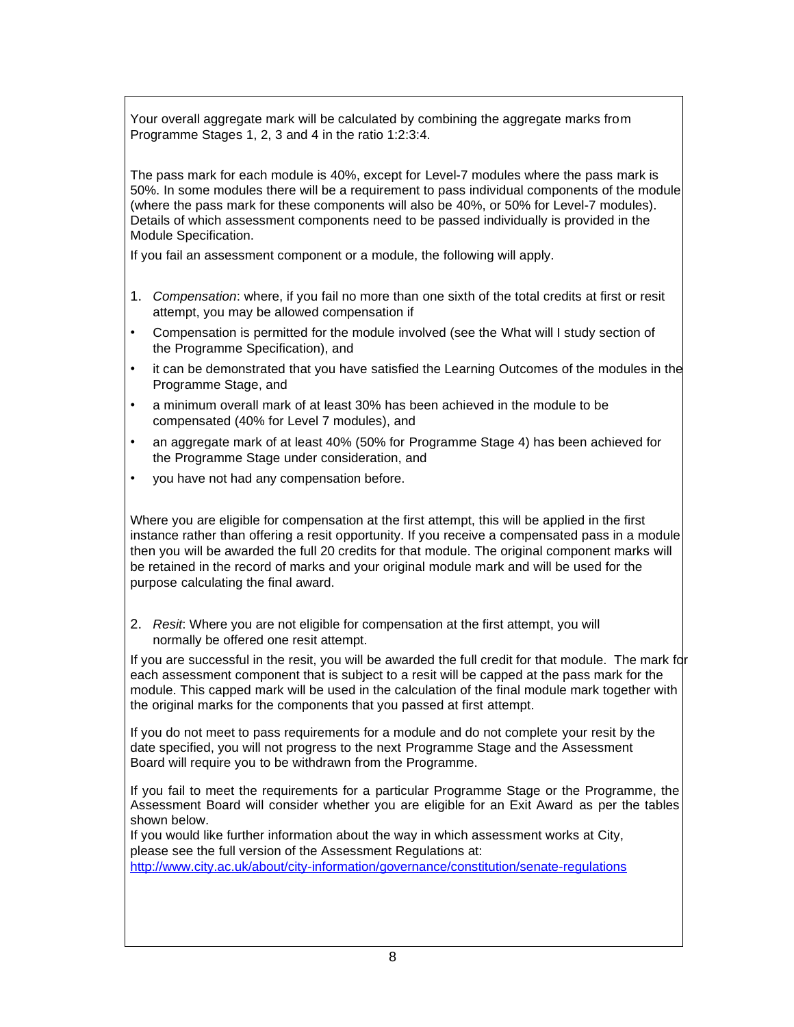Your overall aggregate mark will be calculated by combining the aggregate marks from Programme Stages 1, 2, 3 and 4 in the ratio 1:2:3:4.

The pass mark for each module is 40%, except for Level-7 modules where the pass mark is 50%. In some modules there will be a requirement to pass individual components of the module (where the pass mark for these components will also be 40%, or 50% for Level-7 modules). Details of which assessment components need to be passed individually is provided in the Module Specification.

If you fail an assessment component or a module, the following will apply.

1. *Compensation*: where, if you fail no more than one sixth of the total credits at first or resit attempt, you may be allowed compensation if

- Compensation is permitted for the module involved (see the What will I study section of the Programme Specification), and
- it can be demonstrated that you have satisfied the Learning Outcomes of the modules in the Programme Stage, and
- a minimum overall mark of at least 30% has been achieved in the module to be compensated (40% for Level 7 modules), and
- an aggregate mark of at least 40% (50% for Programme Stage 4) has been achieved for the Programme Stage under consideration, and
- you have not had any compensation before.

Where you are eligible for compensation at the first attempt, this will be applied in the first instance rather than offering a resit opportunity. If you receive a compensated pass in a module then you will be awarded the full 20 credits for that module. The original component marks will be retained in the record of marks and your original module mark and will be used for the purpose calculating the final award.

2. *Resit*: Where you are not eligible for compensation at the first attempt, you will normally be offered one resit attempt.

If you are successful in the resit, you will be awarded the full credit for that module. The mark for each assessment component that is subject to a resit will be capped at the pass mark for the module. This capped mark will be used in the calculation of the final module mark together with the original marks for the components that you passed at first attempt.

If you do not meet to pass requirements for a module and do not complete your resit by the date specified, you will not progress to the next Programme Stage and the Assessment Board will require you to be withdrawn from the Programme.

If you fail to meet the requirements for a particular Programme Stage or the Programme, the Assessment Board will consider whether you are eligible for an Exit Award as per the tables shown below.

If you would like further information about the way in which assessment works at City, please see the full version of the Assessment Regulations at:
[http://www.city.ac.uk/about/city-information/governance/constitution/senate-regulations](http://www.city.ac.uk/about/city-information/governance/constitution/senate-regulations)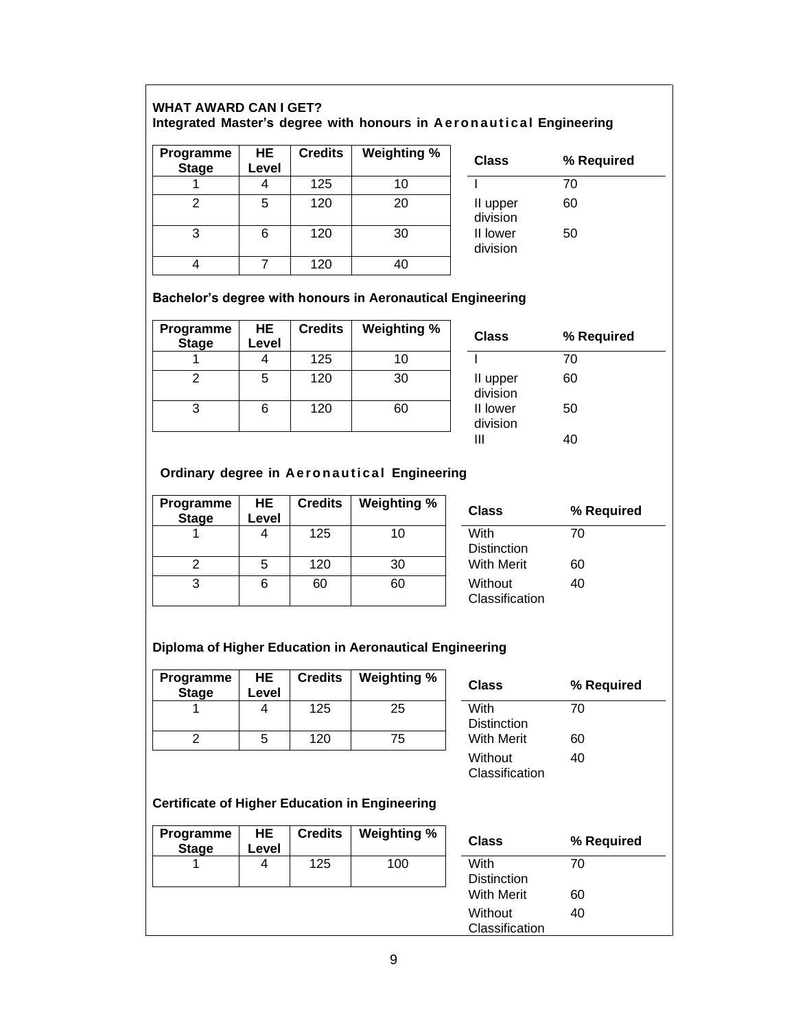## WHAT AWARD CAN I GET?

### Integrated Master's degree with honours in Aeronautical Engineering

| Programme Stage | HE Level | Credits | Weighting % |
|---|---|---|---|
| 1 | 4 | 125 | 10 |
| 2 | 5 | 120 | 20 |
| 3 | 6 | 120 | 30 |
| 4 | 7 | 120 | 40 |

| Class | % Required |
|---|---|
| I | 70 |
| II upper division | 60 |
| II lower division | 50 |

### Bachelor's degree with honours in Aeronautical Engineering

| Programme Stage | HE Level | Credits | Weighting % |
|---|---|---|---|
| 1 | 4 | 125 | 10 |
| 2 | 5 | 120 | 30 |
| 3 | 6 | 120 | 60 |

| Class | % Required |
|---|---|
| I | 70 |
| II upper division | 60 |
| II lower division | 50 |
| III | 40 |

### Ordinary degree in Aeronautical Engineering

| Programme Stage | HE Level | Credits | Weighting % |
|---|---|---|---|
| 1 | 4 | 125 | 10 |
| 2 | 5 | 120 | 30 |
| 3 | 6 | 60 | 60 |

| Class | % Required |
|---|---|
| With Distinction | 70 |
| With Merit | 60 |
| Without Classification | 40 |

### Diploma of Higher Education in Aeronautical Engineering

| Programme Stage | HE Level | Credits | Weighting % |
|---|---|---|---|
| 1 | 4 | 125 | 25 |
| 2 | 5 | 120 | 75 |

| Class | % Required |
|---|---|
| With Distinction | 70 |
| With Merit | 60 |
| Without Classification | 40 |

### Certificate of Higher Education in Engineering

| Programme Stage | HE Level | Credits | Weighting % |
|---|---|---|---|
| 1 | 4 | 125 | 100 |

| Class | % Required |
|---|---|
| With Distinction | 70 |
| With Merit | 60 |
| Without Classification | 40 |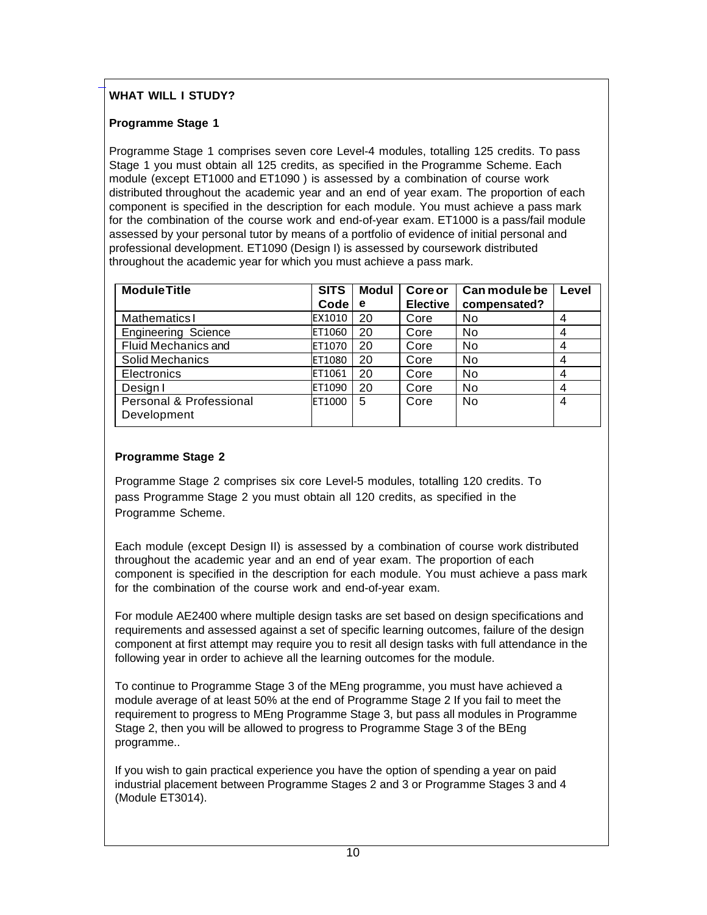**WHAT WILL I STUDY?**

**Programme Stage 1**

Programme Stage 1 comprises seven core Level-4 modules, totalling 125 credits. To pass Stage 1 you must obtain all 125 credits, as specified in the Programme Scheme. Each module (except ET1000 and ET1090 ) is assessed by a combination of course work distributed throughout the academic year and an end of year exam. The proportion of each component is specified in the description for each module. You must achieve a pass mark for the combination of the course work and end-of-year exam. ET1000 is a pass/fail module assessed by your personal tutor by means of a portfolio of evidence of initial personal and professional development. ET1090 (Design I) is assessed by coursework distributed throughout the academic year for which you must achieve a pass mark.

| Module Title | SITS Code | Module | Core or Elective | Can module be compensated? | Level |
|---|---|---|---|---|---|
| Mathematics I | EX1010 | 20 | Core | No | 4 |
| Engineering Science | ET1060 | 20 | Core | No | 4 |
| Fluid Mechanics and | ET1070 | 20 | Core | No | 4 |
| Solid Mechanics | ET1080 | 20 | Core | No | 4 |
| Electronics | ET1061 | 20 | Core | No | 4 |
| Design I | ET1090 | 20 | Core | No | 4 |
| Personal & Professional Development | ET1000 | 5 | Core | No | 4 |

**Programme Stage 2**

Programme Stage 2 comprises six core Level-5 modules, totalling 120 credits. To pass Programme Stage 2 you must obtain all 120 credits, as specified in the Programme Scheme.

Each module (except Design II) is assessed by a combination of course work distributed throughout the academic year and an end of year exam. The proportion of each component is specified in the description for each module. You must achieve a pass mark for the combination of the course work and end-of-year exam.

For module AE2400 where multiple design tasks are set based on design specifications and requirements and assessed against a set of specific learning outcomes, failure of the design component at first attempt may require you to resit all design tasks with full attendance in the following year in order to achieve all the learning outcomes for the module.

To continue to Programme Stage 3 of the MEng programme, you must have achieved a module average of at least 50% at the end of Programme Stage 2 If you fail to meet the requirement to progress to MEng Programme Stage 3, but pass all modules in Programme Stage 2, then you will be allowed to progress to Programme Stage 3 of the BEng programme..

If you wish to gain practical experience you have the option of spending a year on paid industrial placement between Programme Stages 2 and 3 or Programme Stages 3 and 4 (Module ET3014).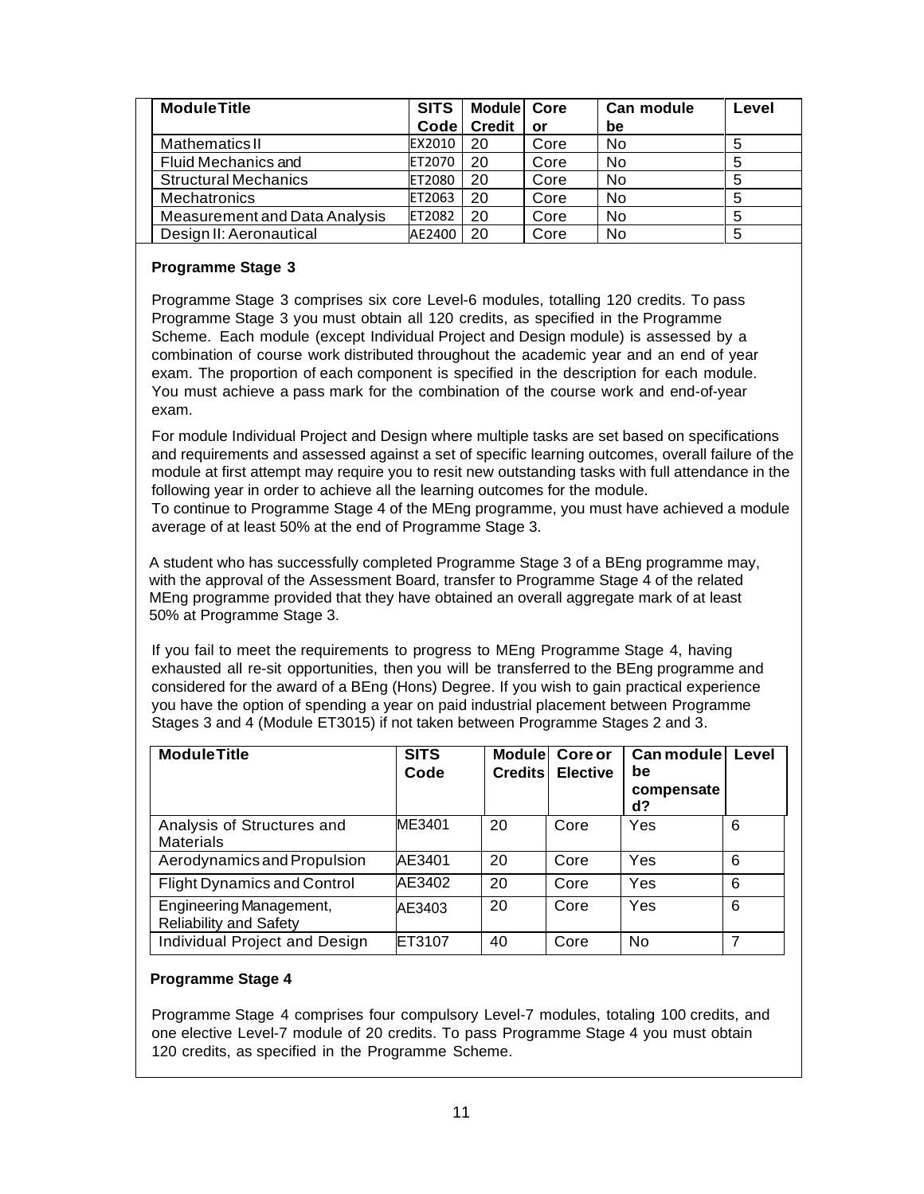| Module Title | SITS Code | Module Credit | Core or | Can module be | Level |
|---|---|---|---|---|---|
| Mathematics II | EX2010 | 20 | Core | No | 5 |
| Fluid Mechanics and | ET2070 | 20 | Core | No | 5 |
| Structural Mechanics | ET2080 | 20 | Core | No | 5 |
| Mechatronics | ET2063 | 20 | Core | No | 5 |
| Measurement and Data Analysis | ET2082 | 20 | Core | No | 5 |
| Design II: Aeronautical | AE2400 | 20 | Core | No | 5 |

**Programme Stage 3**

Programme Stage 3 comprises six core Level-6 modules, totalling 120 credits. To pass Programme Stage 3 you must obtain all 120 credits, as specified in the Programme Scheme. Each module (except Individual Project and Design module) is assessed by a combination of course work distributed throughout the academic year and an end of year exam. The proportion of each component is specified in the description for each module. You must achieve a pass mark for the combination of the course work and end-of-year exam.

For module Individual Project and Design where multiple tasks are set based on specifications and requirements and assessed against a set of specific learning outcomes, overall failure of the module at first attempt may require you to resit new outstanding tasks with full attendance in the following year in order to achieve all the learning outcomes for the module.
To continue to Programme Stage 4 of the MEng programme, you must have achieved a module average of at least 50% at the end of Programme Stage 3.

A student who has successfully completed Programme Stage 3 of a BEng programme may, with the approval of the Assessment Board, transfer to Programme Stage 4 of the related MEng programme provided that they have obtained an overall aggregate mark of at least 50% at Programme Stage 3.

If you fail to meet the requirements to progress to MEng Programme Stage 4, having exhausted all re-sit opportunities, then you will be transferred to the BEng programme and considered for the award of a BEng (Hons) Degree. If you wish to gain practical experience you have the option of spending a year on paid industrial placement between Programme Stages 3 and 4 (Module ET3015) if not taken between Programme Stages 2 and 3.

| Module Title | SITS Code | Module Credits | Core or Elective | Can module be compensated? | Level |
|---|---|---|---|---|---|
| Analysis of Structures and Materials | ME3401 | 20 | Core | Yes | 6 |
| Aerodynamics and Propulsion | AE3401 | 20 | Core | Yes | 6 |
| Flight Dynamics and Control | AE3402 | 20 | Core | Yes | 6 |
| Engineering Management, Reliability and Safety | AE3403 | 20 | Core | Yes | 6 |
| Individual Project and Design | ET3107 | 40 | Core | No | 7 |

**Programme Stage 4**

Programme Stage 4 comprises four compulsory Level-7 modules, totaling 100 credits, and one elective Level-7 module of 20 credits. To pass Programme Stage 4 you must obtain 120 credits, as specified in the Programme Scheme.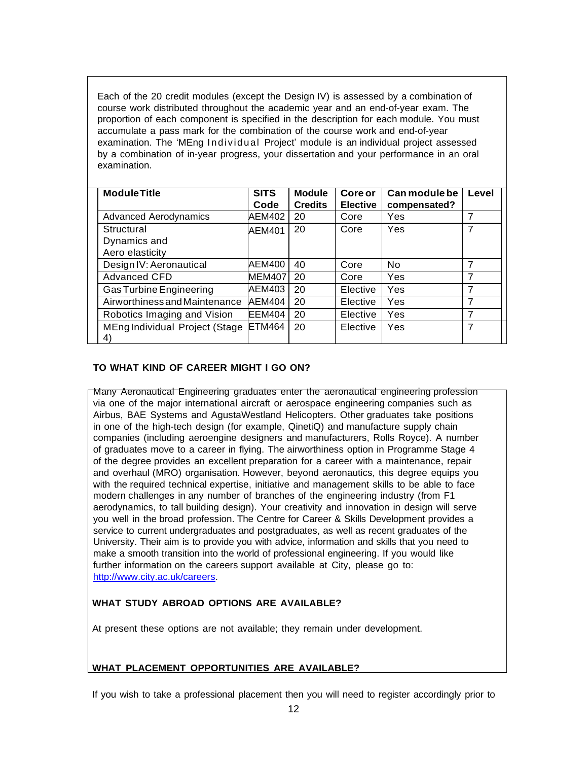Each of the 20 credit modules (except the Design IV) is assessed by a combination of course work distributed throughout the academic year and an end-of-year exam. The proportion of each component is specified in the description for each module. You must accumulate a pass mark for the combination of the course work and end-of-year examination. The 'MEng Individual Project' module is an individual project assessed by a combination of in-year progress, your dissertation and your performance in an oral examination.

| Module Title | SITS Code | Module Credits | Core or Elective | Can module be compensated? | Level |
|---|---|---|---|---|---|
| Advanced Aerodynamics | AEM402 | 20 | Core | Yes | 7 |
| Structural Dynamics and Aero elasticity | AEM401 | 20 | Core | Yes | 7 |
| Design IV: Aeronautical | AEM400 | 40 | Core | No | 7 |
| Advanced CFD | MEM407 | 20 | Core | Yes | 7 |
| Gas Turbine Engineering | AEM403 | 20 | Elective | Yes | 7 |
| Airworthiness and Maintenance | AEM404 | 20 | Elective | Yes | 7 |
| Robotics Imaging and Vision | EEM404 | 20 | Elective | Yes | 7 |
| MEng Individual Project (Stage 4) | ETM464 | 20 | Elective | Yes | 7 |

## TO WHAT KIND OF CAREER MIGHT I GO ON?

Many Aeronautical Engineering graduates enter the aeronautical engineering profession via one of the major international aircraft or aerospace engineering companies such as Airbus, BAE Systems and AgustaWestland Helicopters. Other graduates take positions in one of the high-tech design (for example, QinetiQ) and manufacture supply chain companies (including aeroengine designers and manufacturers, Rolls Royce). A number of graduates move to a career in flying. The airworthiness option in Programme Stage 4 of the degree provides an excellent preparation for a career with a maintenance, repair and overhaul (MRO) organisation. However, beyond aeronautics, this degree equips you with the required technical expertise, initiative and management skills to be able to face modern challenges in any number of branches of the engineering industry (from F1 aerodynamics, to tall building design). Your creativity and innovation in design will serve you well in the broad profession. The Centre for Career & Skills Development provides a service to current undergraduates and postgraduates, as well as recent graduates of the University. Their aim is to provide you with advice, information and skills that you need to make a smooth transition into the world of professional engineering. If you would like further information on the careers support available at City, please go to: http://www.city.ac.uk/careers.

## WHAT STUDY ABROAD OPTIONS ARE AVAILABLE?

At present these options are not available; they remain under development.

## WHAT PLACEMENT OPPORTUNITIES ARE AVAILABLE?

If you wish to take a professional placement then you will need to register accordingly prior to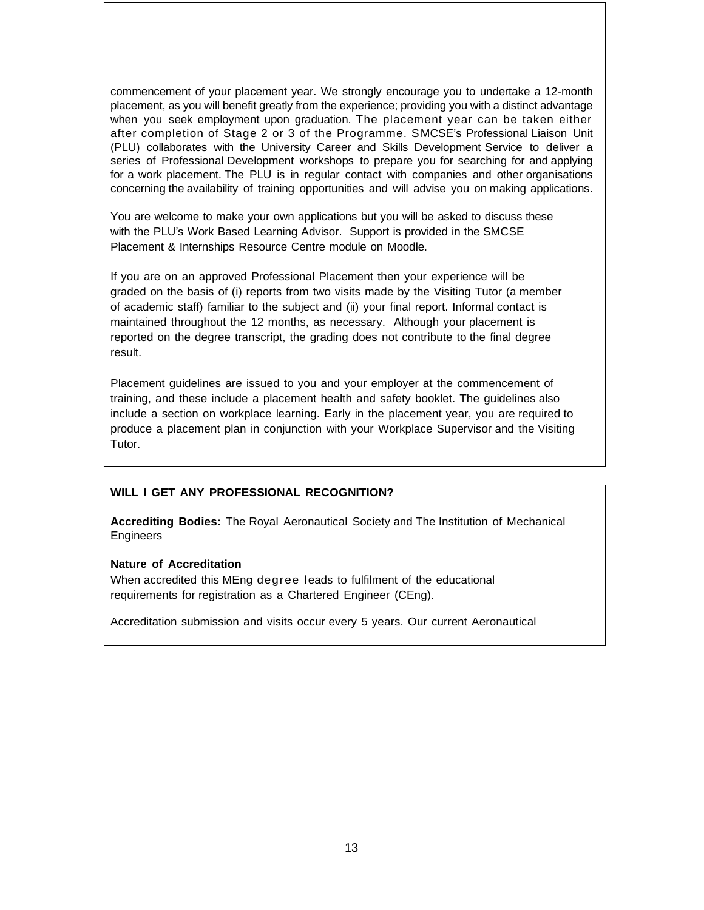commencement of your placement year. We strongly encourage you to undertake a 12-month placement, as you will benefit greatly from the experience; providing you with a distinct advantage when you seek employment upon graduation. The placement year can be taken either after completion of Stage 2 or 3 of the Programme. SMCSE's Professional Liaison Unit (PLU) collaborates with the University Career and Skills Development Service to deliver a series of Professional Development workshops to prepare you for searching for and applying for a work placement. The PLU is in regular contact with companies and other organisations concerning the availability of training opportunities and will advise you on making applications.

You are welcome to make your own applications but you will be asked to discuss these with the PLU's Work Based Learning Advisor. Support is provided in the SMCSE Placement & Internships Resource Centre module on Moodle.

If you are on an approved Professional Placement then your experience will be graded on the basis of (i) reports from two visits made by the Visiting Tutor (a member of academic staff) familiar to the subject and (ii) your final report. Informal contact is maintained throughout the 12 months, as necessary. Although your placement is reported on the degree transcript, the grading does not contribute to the final degree result.

Placement guidelines are issued to you and your employer at the commencement of training, and these include a placement health and safety booklet. The guidelines also include a section on workplace learning. Early in the placement year, you are required to produce a placement plan in conjunction with your Workplace Supervisor and the Visiting Tutor.

## WILL I GET ANY PROFESSIONAL RECOGNITION?

**Accrediting Bodies:** The Royal Aeronautical Society and The Institution of Mechanical Engineers

**Nature of Accreditation**

When accredited this MEng degree leads to fulfilment of the educational requirements for registration as a Chartered Engineer (CEng).

Accreditation submission and visits occur every 5 years. Our current Aeronautical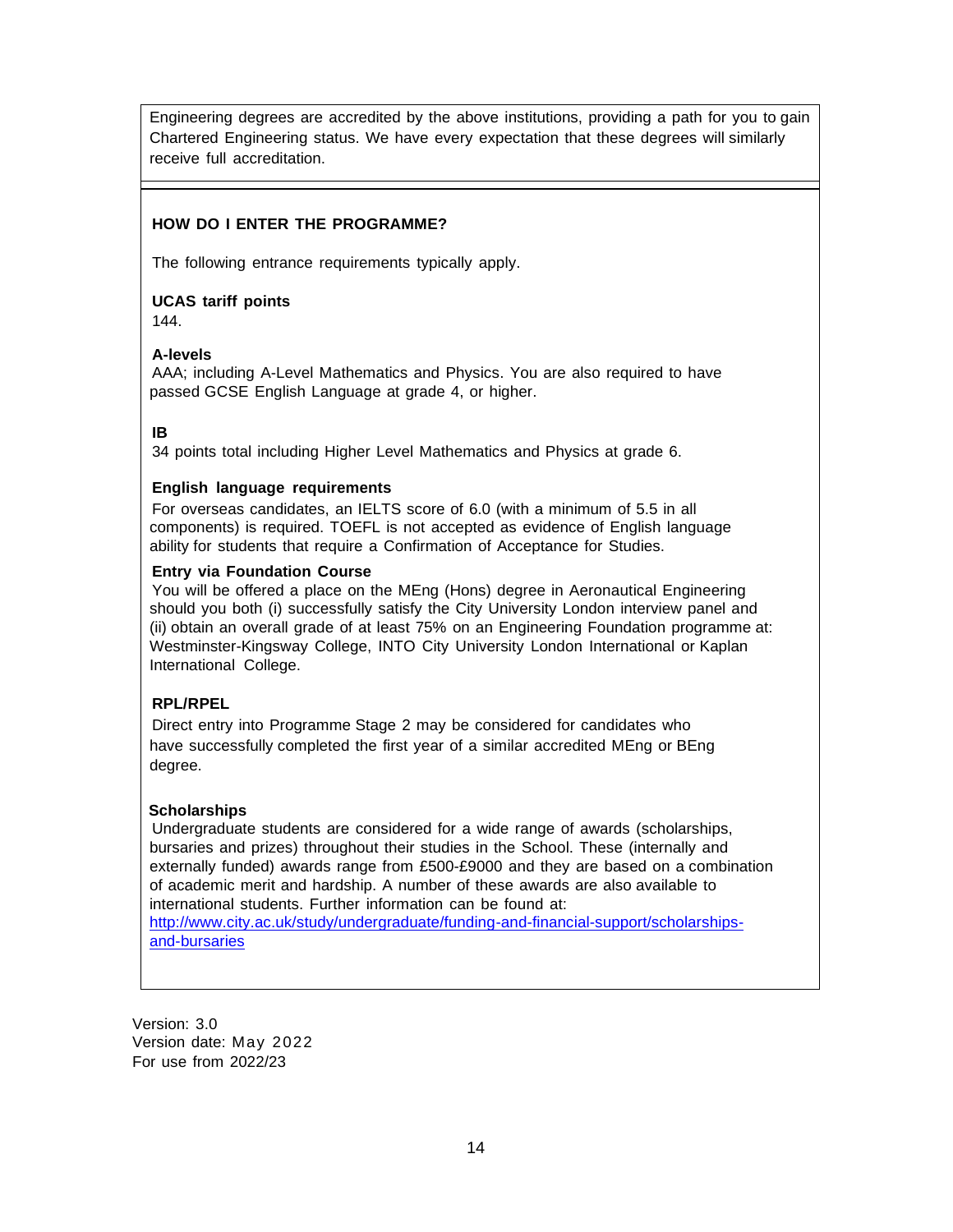Engineering degrees are accredited by the above institutions, providing a path for you to gain Chartered Engineering status. We have every expectation that these degrees will similarly receive full accreditation.

### HOW DO I ENTER THE PROGRAMME?

The following entrance requirements typically apply.

**UCAS tariff points**
144.

**A-levels**
AAA; including A-Level Mathematics and Physics. You are also required to have passed GCSE English Language at grade 4, or higher.

**IB**
34 points total including Higher Level Mathematics and Physics at grade 6.

**English language requirements**
For overseas candidates, an IELTS score of 6.0 (with a minimum of 5.5 in all components) is required. TOEFL is not accepted as evidence of English language ability for students that require a Confirmation of Acceptance for Studies.

**Entry via Foundation Course**
You will be offered a place on the MEng (Hons) degree in Aeronautical Engineering should you both (i) successfully satisfy the City University London interview panel and (ii) obtain an overall grade of at least 75% on an Engineering Foundation programme at: Westminster-Kingsway College, INTO City University London International or Kaplan International College.

**RPL/RPEL**
Direct entry into Programme Stage 2 may be considered for candidates who have successfully completed the first year of a similar accredited MEng or BEng degree.

**Scholarships**
Undergraduate students are considered for a wide range of awards (scholarships, bursaries and prizes) throughout their studies in the School. These (internally and externally funded) awards range from £500-£9000 and they are based on a combination of academic merit and hardship. A number of these awards are also available to international students. Further information can be found at:
[http://www.city.ac.uk/study/undergraduate/funding-and-financial-support/scholarships-and-bursaries](http://www.city.ac.uk/study/undergraduate/funding-and-financial-support/scholarships-and-bursaries)

Version: 3.0
Version date: May 2022
For use from 2022/23